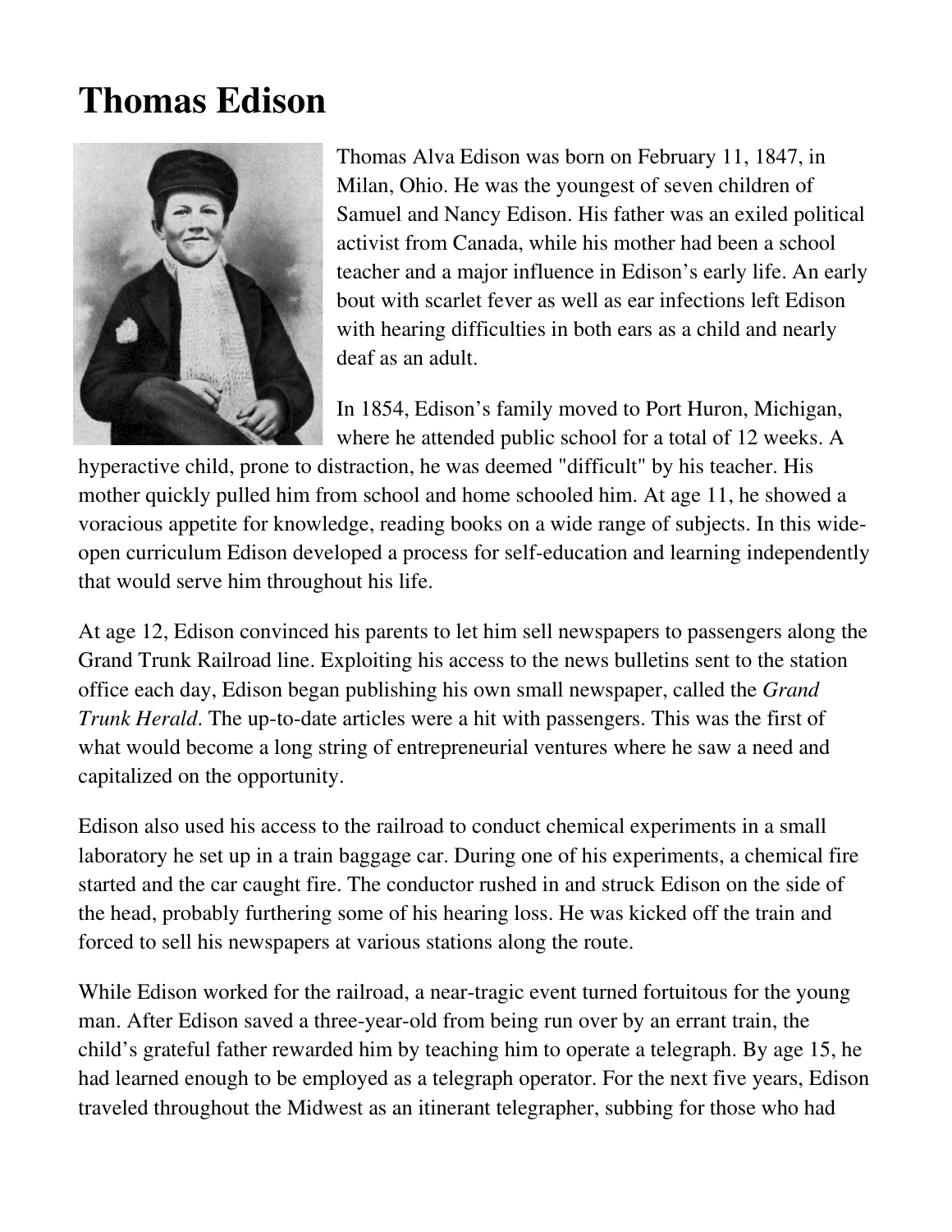# Thomas Edison

Thomas Alva Edison was born on February 11, 1847, in Milan, Ohio. He was the youngest of seven children of Samuel and Nancy Edison. His father was an exiled political activist from Canada, while his mother had been a school teacher and a major influence in Edison's early life. An early bout with scarlet fever as well as ear infections left Edison with hearing difficulties in both ears as a child and nearly deaf as an adult.

In 1854, Edison's family moved to Port Huron, Michigan, where he attended public school for a total of 12 weeks. A hyperactive child, prone to distraction, he was deemed "difficult" by his teacher. His mother quickly pulled him from school and home schooled him. At age 11, he showed a voracious appetite for knowledge, reading books on a wide range of subjects. In this wide-open curriculum Edison developed a process for self-education and learning independently that would serve him throughout his life.

At age 12, Edison convinced his parents to let him sell newspapers to passengers along the Grand Trunk Railroad line. Exploiting his access to the news bulletins sent to the station office each day, Edison began publishing his own small newspaper, called the *Grand Trunk Herald*. The up-to-date articles were a hit with passengers. This was the first of what would become a long string of entrepreneurial ventures where he saw a need and capitalized on the opportunity.

Edison also used his access to the railroad to conduct chemical experiments in a small laboratory he set up in a train baggage car. During one of his experiments, a chemical fire started and the car caught fire. The conductor rushed in and struck Edison on the side of the head, probably furthering some of his hearing loss. He was kicked off the train and forced to sell his newspapers at various stations along the route.

While Edison worked for the railroad, a near-tragic event turned fortuitous for the young man. After Edison saved a three-year-old from being run over by an errant train, the child's grateful father rewarded him by teaching him to operate a telegraph. By age 15, he had learned enough to be employed as a telegraph operator. For the next five years, Edison traveled throughout the Midwest as an itinerant telegrapher, subbing for those who had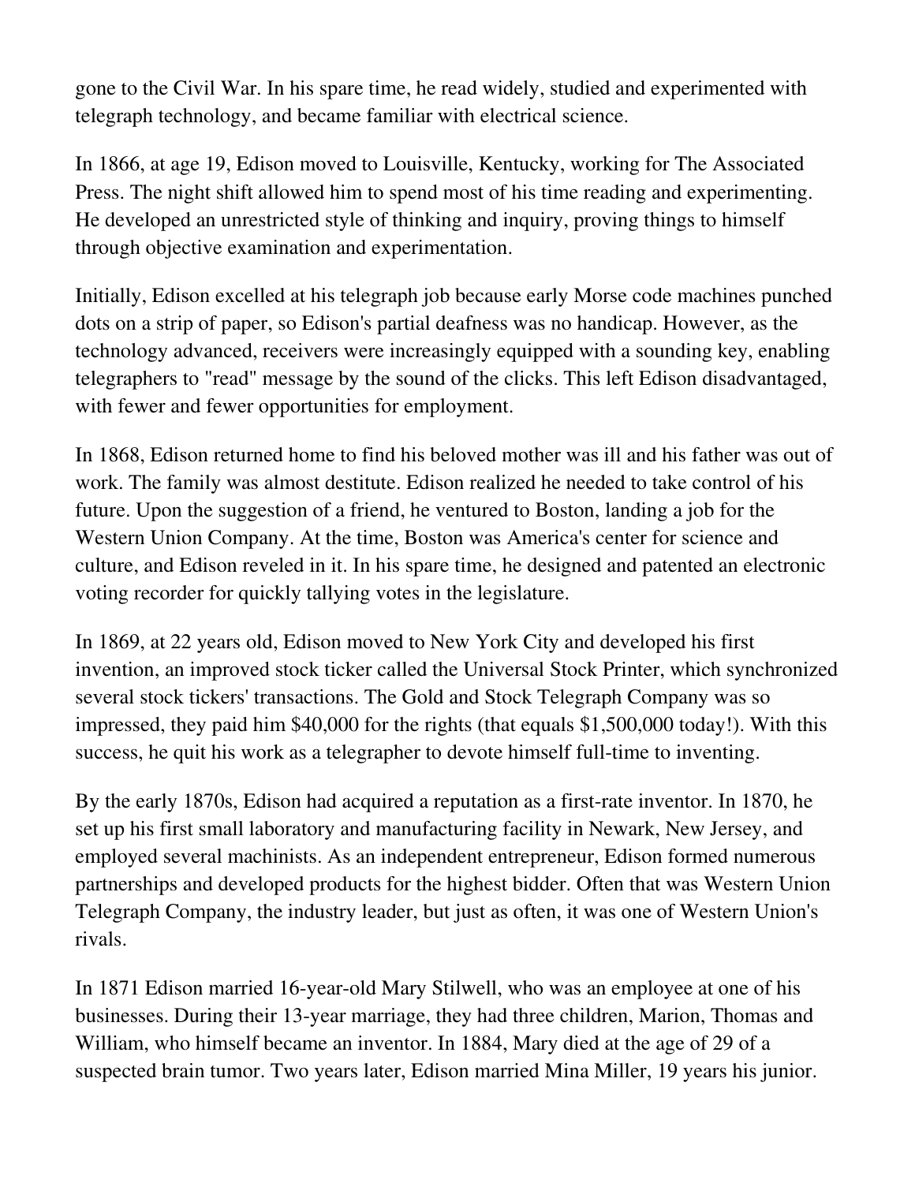gone to the Civil War. In his spare time, he read widely, studied and experimented with telegraph technology, and became familiar with electrical science.

In 1866, at age 19, Edison moved to Louisville, Kentucky, working for The Associated Press. The night shift allowed him to spend most of his time reading and experimenting. He developed an unrestricted style of thinking and inquiry, proving things to himself through objective examination and experimentation.

Initially, Edison excelled at his telegraph job because early Morse code machines punched dots on a strip of paper, so Edison's partial deafness was no handicap. However, as the technology advanced, receivers were increasingly equipped with a sounding key, enabling telegraphers to "read" message by the sound of the clicks. This left Edison disadvantaged, with fewer and fewer opportunities for employment.

In 1868, Edison returned home to find his beloved mother was ill and his father was out of work. The family was almost destitute. Edison realized he needed to take control of his future. Upon the suggestion of a friend, he ventured to Boston, landing a job for the Western Union Company. At the time, Boston was America's center for science and culture, and Edison reveled in it. In his spare time, he designed and patented an electronic voting recorder for quickly tallying votes in the legislature.

In 1869, at 22 years old, Edison moved to New York City and developed his first invention, an improved stock ticker called the Universal Stock Printer, which synchronized several stock tickers' transactions. The Gold and Stock Telegraph Company was so impressed, they paid him $40,000 for the rights (that equals $1,500,000 today!). With this success, he quit his work as a telegrapher to devote himself full-time to inventing.

By the early 1870s, Edison had acquired a reputation as a first-rate inventor. In 1870, he set up his first small laboratory and manufacturing facility in Newark, New Jersey, and employed several machinists. As an independent entrepreneur, Edison formed numerous partnerships and developed products for the highest bidder. Often that was Western Union Telegraph Company, the industry leader, but just as often, it was one of Western Union's rivals.

In 1871 Edison married 16-year-old Mary Stilwell, who was an employee at one of his businesses. During their 13-year marriage, they had three children, Marion, Thomas and William, who himself became an inventor. In 1884, Mary died at the age of 29 of a suspected brain tumor. Two years later, Edison married Mina Miller, 19 years his junior.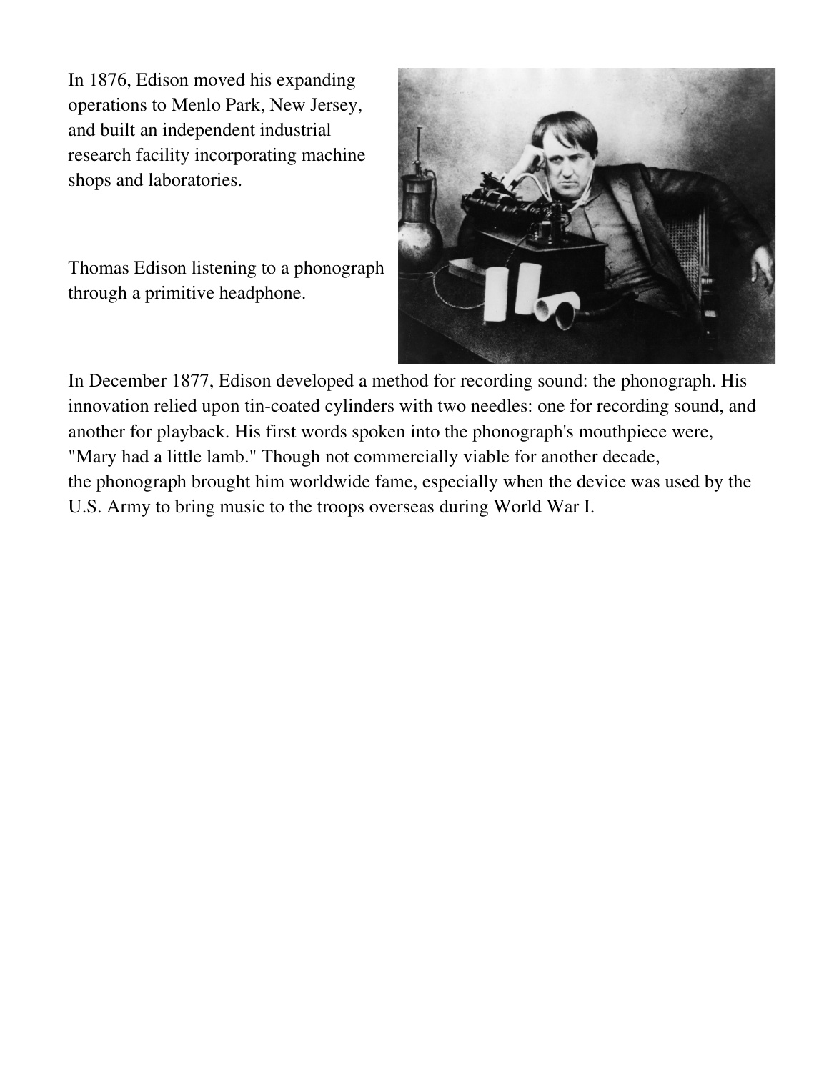In 1876, Edison moved his expanding operations to Menlo Park, New Jersey, and built an independent industrial research facility incorporating machine shops and laboratories.

Thomas Edison listening to a phonograph through a primitive headphone.

In December 1877, Edison developed a method for recording sound: the phonograph. His innovation relied upon tin-coated cylinders with two needles: one for recording sound, and another for playback. His first words spoken into the phonograph's mouthpiece were, "Mary had a little lamb." Though not commercially viable for another decade, the phonograph brought him worldwide fame, especially when the device was used by the U.S. Army to bring music to the troops overseas during World War I.